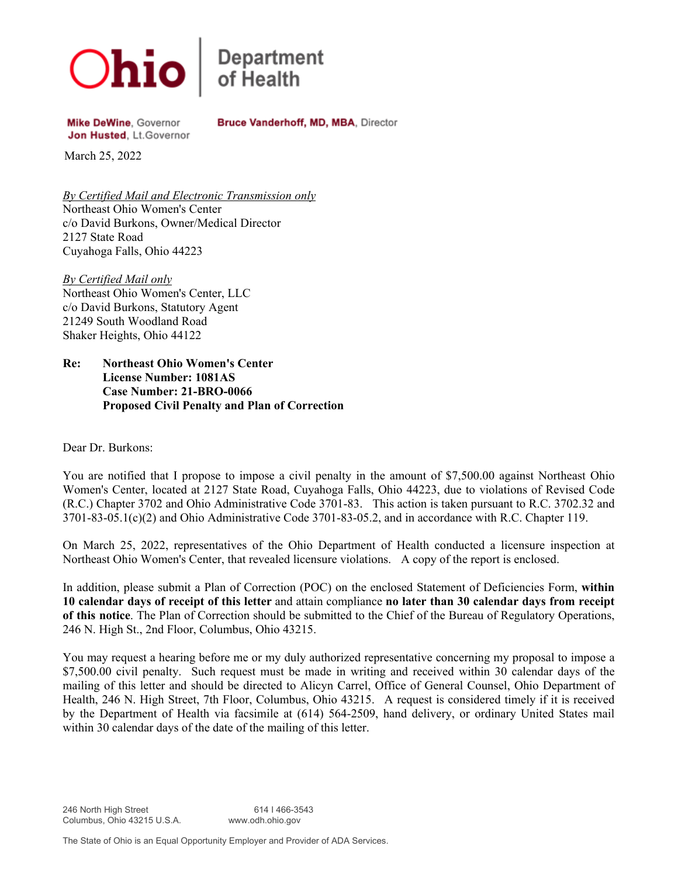**Ohio Department of Health**

**Mike DeWine**, Governor
**Jon Husted**, Lt.Governor

**Bruce Vanderhoff, MD, MBA**, Director

March 25, 2022

*By Certified Mail and Electronic Transmission only*
Northeast Ohio Women's Center
c/o David Burkons, Owner/Medical Director
2127 State Road
Cuyahoga Falls, Ohio 44223

*By Certified Mail only*
Northeast Ohio Women's Center, LLC
c/o David Burkons, Statutory Agent
21249 South Woodland Road
Shaker Heights, Ohio 44122

**Re: Northeast Ohio Women's Center**
**License Number: 1081AS**
**Case Number: 21-BRO-0066**
**Proposed Civil Penalty and Plan of Correction**

Dear Dr. Burkons:

You are notified that I propose to impose a civil penalty in the amount of $7,500.00 against Northeast Ohio Women's Center, located at 2127 State Road, Cuyahoga Falls, Ohio 44223, due to violations of Revised Code (R.C.) Chapter 3702 and Ohio Administrative Code 3701-83. This action is taken pursuant to R.C. 3702.32 and 3701-83-05.1(c)(2) and Ohio Administrative Code 3701-83-05.2, and in accordance with R.C. Chapter 119.

On March 25, 2022, representatives of the Ohio Department of Health conducted a licensure inspection at Northeast Ohio Women's Center, that revealed licensure violations. A copy of the report is enclosed.

In addition, please submit a Plan of Correction (POC) on the enclosed Statement of Deficiencies Form, **within 10 calendar days of receipt of this letter** and attain compliance **no later than 30 calendar days from receipt of this notice**. The Plan of Correction should be submitted to the Chief of the Bureau of Regulatory Operations, 246 N. High St., 2nd Floor, Columbus, Ohio 43215.

You may request a hearing before me or my duly authorized representative concerning my proposal to impose a $7,500.00 civil penalty. Such request must be made in writing and received within 30 calendar days of the mailing of this letter and should be directed to Alicyn Carrel, Office of General Counsel, Ohio Department of Health, 246 N. High Street, 7th Floor, Columbus, Ohio 43215. A request is considered timely if it is received by the Department of Health via facsimile at (614) 564-2509, hand delivery, or ordinary United States mail within 30 calendar days of the date of the mailing of this letter.

246 North High Street
Columbus, Ohio 43215 U.S.A.

614 I 466-3543
www.odh.ohio.gov

The State of Ohio is an Equal Opportunity Employer and Provider of ADA Services.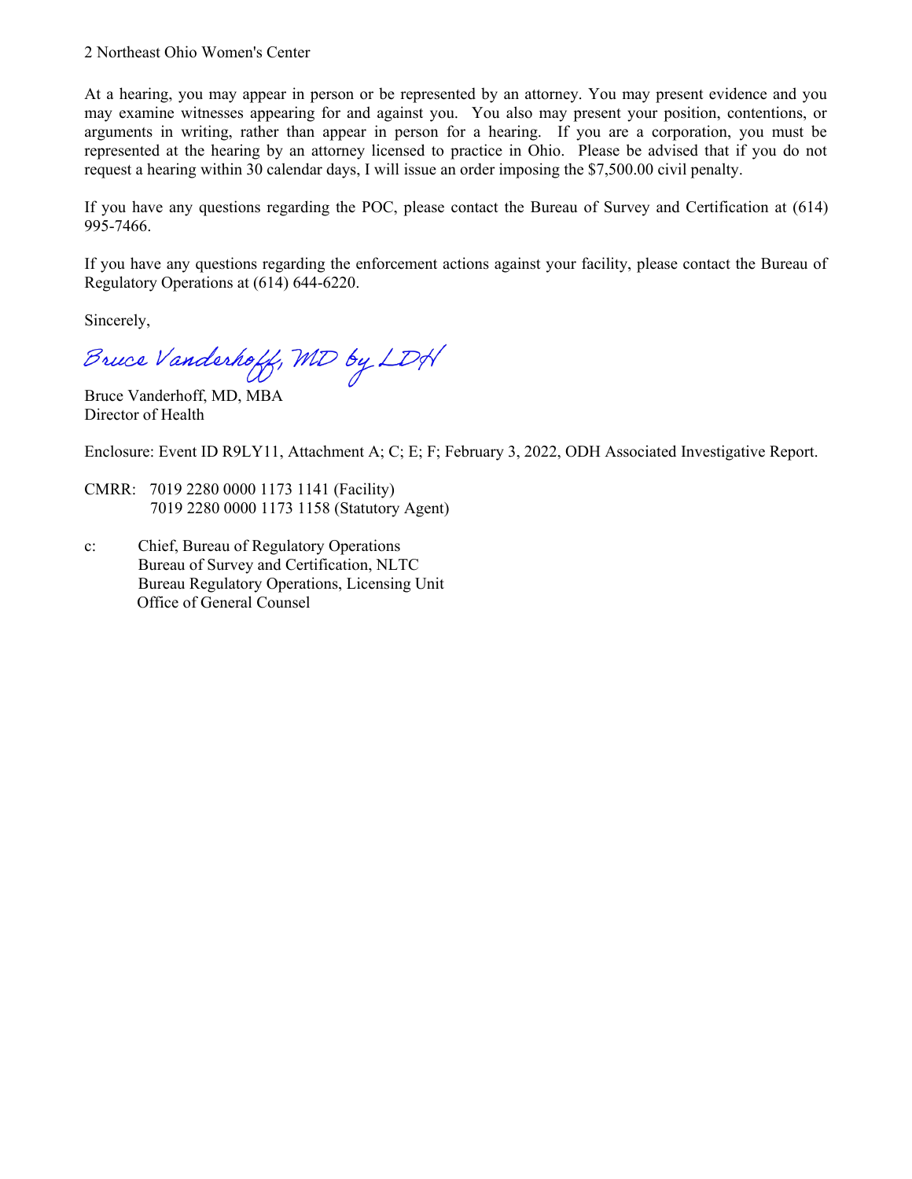2 Northeast Ohio Women's Center

At a hearing, you may appear in person or be represented by an attorney. You may present evidence and you may examine witnesses appearing for and against you. You also may present your position, contentions, or arguments in writing, rather than appear in person for a hearing. If you are a corporation, you must be represented at the hearing by an attorney licensed to practice in Ohio. Please be advised that if you do not request a hearing within 30 calendar days, I will issue an order imposing the $7,500.00 civil penalty.

If you have any questions regarding the POC, please contact the Bureau of Survey and Certification at (614) 995-7466.

If you have any questions regarding the enforcement actions against your facility, please contact the Bureau of Regulatory Operations at (614) 644-6220.

Sincerely,

Bruce Vanderhoff, MD by LDH

Bruce Vanderhoff, MD, MBA
Director of Health

Enclosure: Event ID R9LY11, Attachment A; C; E; F; February 3, 2022, ODH Associated Investigative Report.

CMRR: 7019 2280 0000 1173 1141 (Facility)
7019 2280 0000 1173 1158 (Statutory Agent)

c: Chief, Bureau of Regulatory Operations
Bureau of Survey and Certification, NLTC
Bureau Regulatory Operations, Licensing Unit
Office of General Counsel